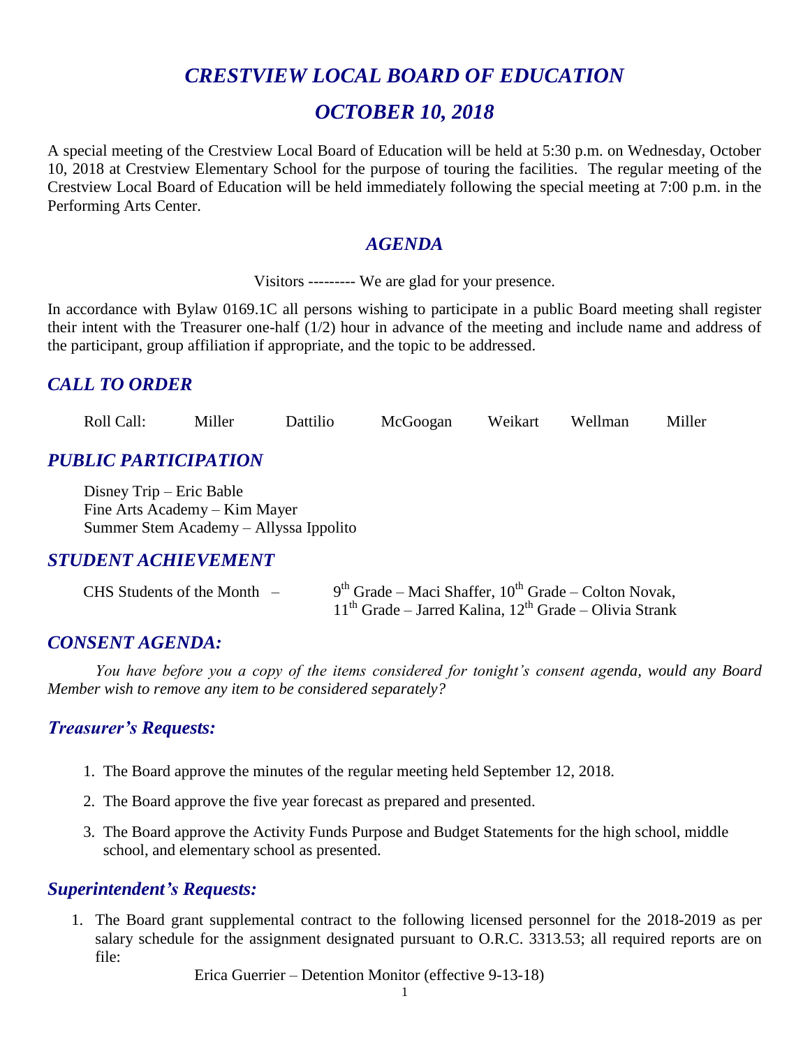# *CRESTVIEW LOCAL BOARD OF EDUCATION*

# *OCTOBER 10, 2018*

A special meeting of the Crestview Local Board of Education will be held at 5:30 p.m. on Wednesday, October 10, 2018 at Crestview Elementary School for the purpose of touring the facilities. The regular meeting of the Crestview Local Board of Education will be held immediately following the special meeting at 7:00 p.m. in the Performing Arts Center.

## *AGENDA*

Visitors --------- We are glad for your presence.

In accordance with Bylaw 0169.1C all persons wishing to participate in a public Board meeting shall register their intent with the Treasurer one-half (1/2) hour in advance of the meeting and include name and address of the participant, group affiliation if appropriate, and the topic to be addressed.

## *CALL TO ORDER*

Roll Call: Miller Dattilio McGoogan Weikart Wellman Miller

## *PUBLIC PARTICIPATION*

Disney Trip – Eric Bable
Fine Arts Academy – Kim Mayer
Summer Stem Academy – Allyssa Ippolito

## *STUDENT ACHIEVEMENT*

CHS Students of the Month – 9th Grade – Maci Shaffer, 10th Grade – Colton Novak, 11th Grade – Jarred Kalina, 12th Grade – Olivia Strank

## *CONSENT AGENDA:*

*You have before you a copy of the items considered for tonight's consent agenda, would any Board Member wish to remove any item to be considered separately?*

### *Treasurer's Requests:*

1. The Board approve the minutes of the regular meeting held September 12, 2018.
2. The Board approve the five year forecast as prepared and presented.
3. The Board approve the Activity Funds Purpose and Budget Statements for the high school, middle school, and elementary school as presented.

### *Superintendent's Requests:*

1. The Board grant supplemental contract to the following licensed personnel for the 2018-2019 as per salary schedule for the assignment designated pursuant to O.R.C. 3313.53; all required reports are on file:

   Erica Guerrier – Detention Monitor (effective 9-13-18)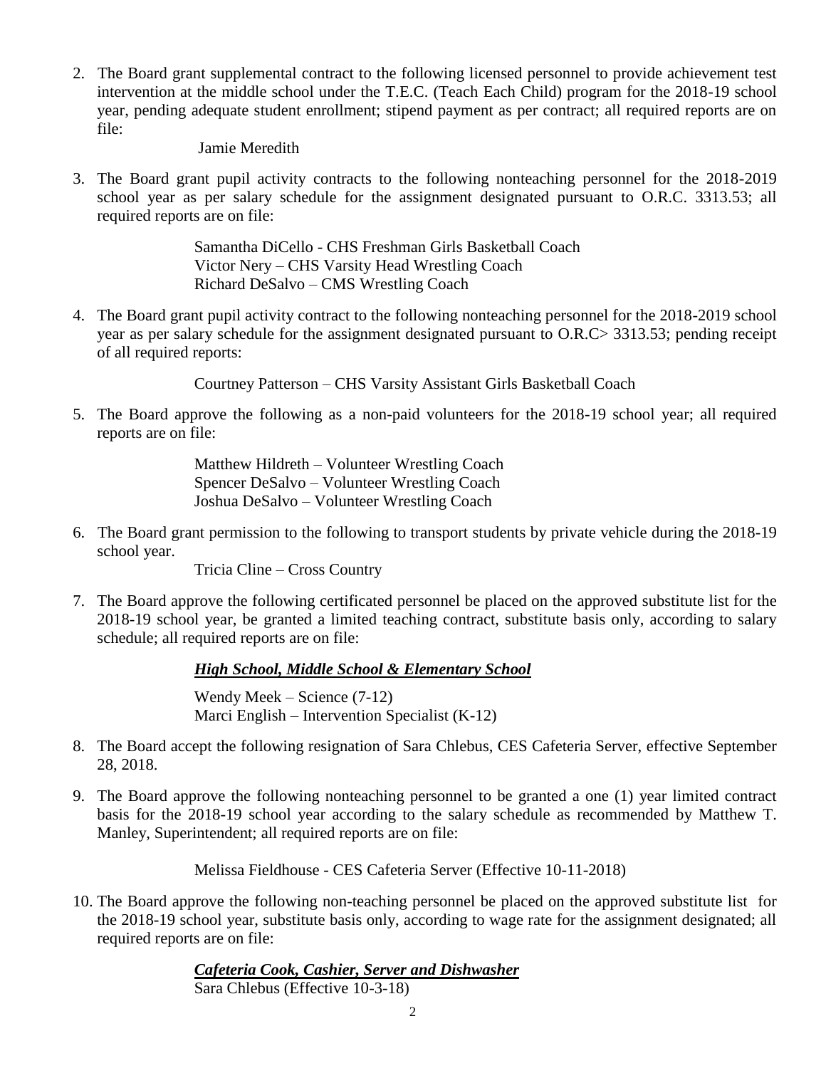2. The Board grant supplemental contract to the following licensed personnel to provide achievement test intervention at the middle school under the T.E.C. (Teach Each Child) program for the 2018-19 school year, pending adequate student enrollment; stipend payment as per contract; all required reports are on file:

   Jamie Meredith

3. The Board grant pupil activity contracts to the following nonteaching personnel for the 2018-2019 school year as per salary schedule for the assignment designated pursuant to O.R.C. 3313.53; all required reports are on file:

   Samantha DiCello - CHS Freshman Girls Basketball Coach
   Victor Nery – CHS Varsity Head Wrestling Coach
   Richard DeSalvo – CMS Wrestling Coach

4. The Board grant pupil activity contract to the following nonteaching personnel for the 2018-2019 school year as per salary schedule for the assignment designated pursuant to O.R.C> 3313.53; pending receipt of all required reports:

   Courtney Patterson – CHS Varsity Assistant Girls Basketball Coach

5. The Board approve the following as a non-paid volunteers for the 2018-19 school year; all required reports are on file:

   Matthew Hildreth – Volunteer Wrestling Coach
   Spencer DeSalvo – Volunteer Wrestling Coach
   Joshua DeSalvo – Volunteer Wrestling Coach

6. The Board grant permission to the following to transport students by private vehicle during the 2018-19 school year.

   Tricia Cline – Cross Country

7. The Board approve the following certificated personnel be placed on the approved substitute list for the 2018-19 school year, be granted a limited teaching contract, substitute basis only, according to salary schedule; all required reports are on file:

   ***High School, Middle School & Elementary School***

   Wendy Meek – Science (7-12)
   Marci English – Intervention Specialist (K-12)

8. The Board accept the following resignation of Sara Chlebus, CES Cafeteria Server, effective September 28, 2018.

9. The Board approve the following nonteaching personnel to be granted a one (1) year limited contract basis for the 2018-19 school year according to the salary schedule as recommended by Matthew T. Manley, Superintendent; all required reports are on file:

   Melissa Fieldhouse - CES Cafeteria Server (Effective 10-11-2018)

10. The Board approve the following non-teaching personnel be placed on the approved substitute list for the 2018-19 school year, substitute basis only, according to wage rate for the assignment designated; all required reports are on file:

    ***Cafeteria Cook, Cashier, Server and Dishwasher***
    Sara Chlebus (Effective 10-3-18)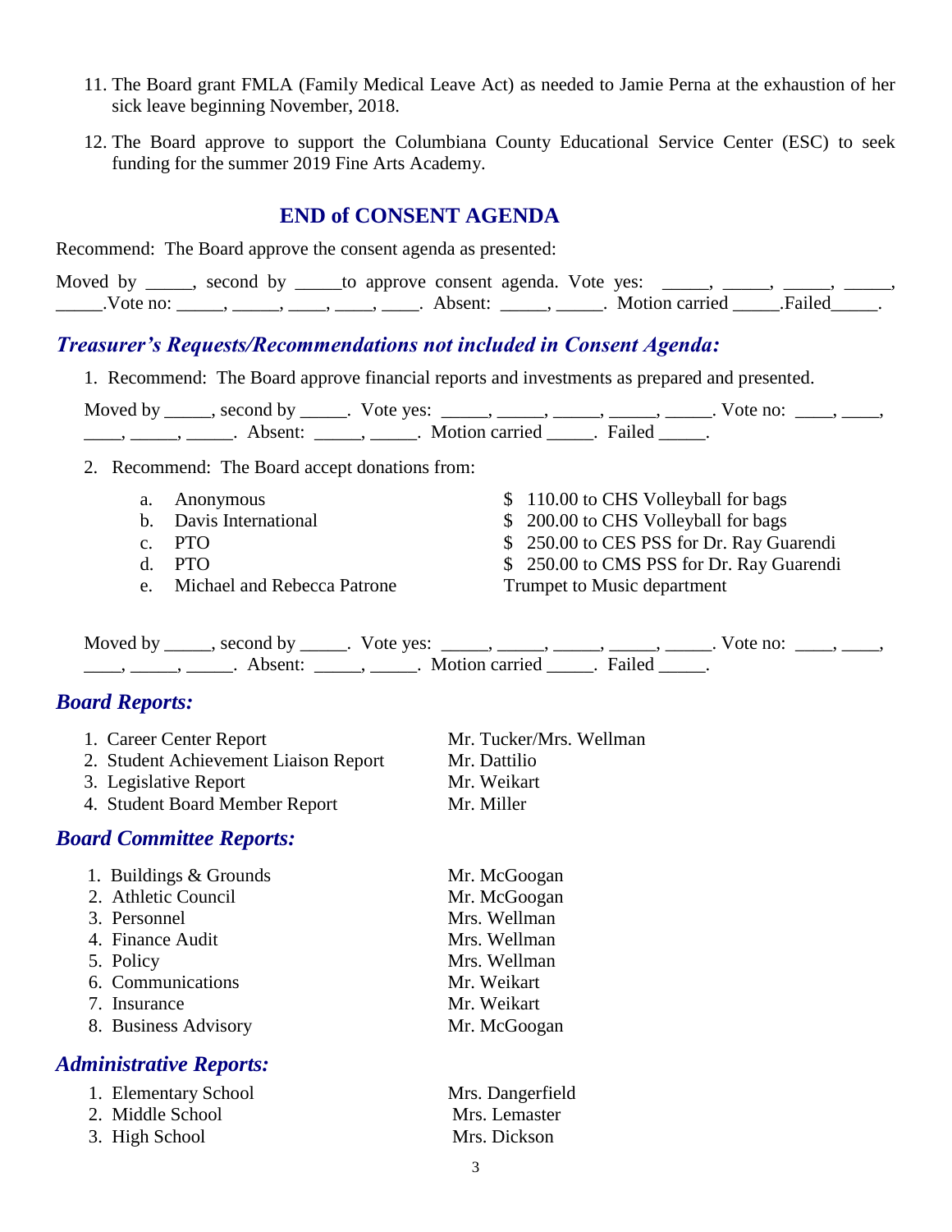11. The Board grant FMLA (Family Medical Leave Act) as needed to Jamie Perna at the exhaustion of her sick leave beginning November, 2018.

12. The Board approve to support the Columbiana County Educational Service Center (ESC) to seek funding for the summer 2019 Fine Arts Academy.

## END of CONSENT AGENDA

Recommend: The Board approve the consent agenda as presented:

Moved by _____, second by _____to approve consent agenda. Vote yes: _____, _____, _____, _____, _____.Vote no: _____, _____, ____, ____, ____. Absent: _____, _____. Motion carried _____.Failed_____.

## *Treasurer's Requests/Recommendations not included in Consent Agenda:*

1. Recommend: The Board approve financial reports and investments as prepared and presented.

   Moved by _____, second by _____. Vote yes: _____, _____, _____, _____, _____. Vote no: ____, ____, ____, _____, _____. Absent: _____, _____. Motion carried _____. Failed _____.

2. Recommend: The Board accept donations from:

   a. Anonymous — $ 110.00 to CHS Volleyball for bags
   b. Davis International — $ 200.00 to CHS Volleyball for bags
   c. PTO — $ 250.00 to CES PSS for Dr. Ray Guarendi
   d. PTO — $ 250.00 to CMS PSS for Dr. Ray Guarendi
   e. Michael and Rebecca Patrone — Trumpet to Music department

   Moved by _____, second by _____. Vote yes: _____, _____, _____, _____, _____. Vote no: ____, ____, ____, _____, _____. Absent: _____, _____. Motion carried _____. Failed _____.

## *Board Reports:*

1. Career Center Report — Mr. Tucker/Mrs. Wellman
2. Student Achievement Liaison Report — Mr. Dattilio
3. Legislative Report — Mr. Weikart
4. Student Board Member Report — Mr. Miller

## *Board Committee Reports:*

1. Buildings & Grounds — Mr. McGoogan
2. Athletic Council — Mr. McGoogan
3. Personnel — Mrs. Wellman
4. Finance Audit — Mrs. Wellman
5. Policy — Mrs. Wellman
6. Communications — Mr. Weikart
7. Insurance — Mr. Weikart
8. Business Advisory — Mr. McGoogan

## *Administrative Reports:*

1. Elementary School — Mrs. Dangerfield
2. Middle School — Mrs. Lemaster
3. High School — Mrs. Dickson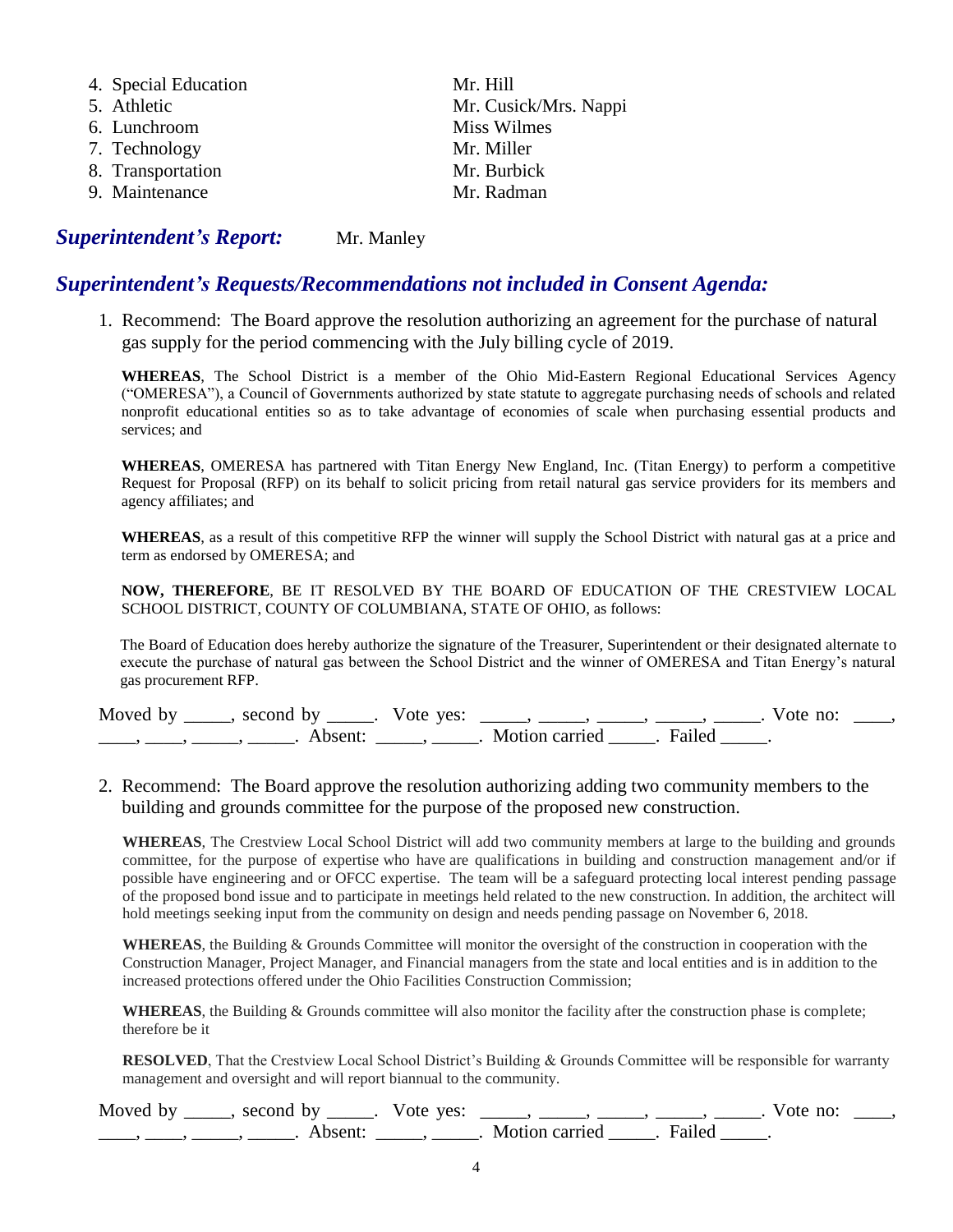4. Special Education Mr. Hill
5. Athletic Mr. Cusick/Mrs. Nappi
6. Lunchroom Miss Wilmes
7. Technology Mr. Miller
8. Transportation Mr. Burbick
9. Maintenance Mr. Radman

## *Superintendent's Report:* Mr. Manley

## *Superintendent's Requests/Recommendations not included in Consent Agenda:*

1. Recommend: The Board approve the resolution authorizing an agreement for the purchase of natural gas supply for the period commencing with the July billing cycle of 2019.

   **WHEREAS**, The School District is a member of the Ohio Mid-Eastern Regional Educational Services Agency ("OMERESA"), a Council of Governments authorized by state statute to aggregate purchasing needs of schools and related nonprofit educational entities so as to take advantage of economies of scale when purchasing essential products and services; and

   **WHEREAS**, OMERESA has partnered with Titan Energy New England, Inc. (Titan Energy) to perform a competitive Request for Proposal (RFP) on its behalf to solicit pricing from retail natural gas service providers for its members and agency affiliates; and

   **WHEREAS**, as a result of this competitive RFP the winner will supply the School District with natural gas at a price and term as endorsed by OMERESA; and

   **NOW, THEREFORE**, BE IT RESOLVED BY THE BOARD OF EDUCATION OF THE CRESTVIEW LOCAL SCHOOL DISTRICT, COUNTY OF COLUMBIANA, STATE OF OHIO, as follows:

   The Board of Education does hereby authorize the signature of the Treasurer, Superintendent or their designated alternate to execute the purchase of natural gas between the School District and the winner of OMERESA and Titan Energy's natural gas procurement RFP.

   Moved by _____, second by _____. Vote yes: _____, _____, _____, _____, _____. Vote no: ____, ____, ____, _____, _____. Absent: _____, _____. Motion carried _____. Failed _____.

2. Recommend: The Board approve the resolution authorizing adding two community members to the building and grounds committee for the purpose of the proposed new construction.

   **WHEREAS**, The Crestview Local School District will add two community members at large to the building and grounds committee, for the purpose of expertise who have are qualifications in building and construction management and/or if possible have engineering and or OFCC expertise. The team will be a safeguard protecting local interest pending passage of the proposed bond issue and to participate in meetings held related to the new construction. In addition, the architect will hold meetings seeking input from the community on design and needs pending passage on November 6, 2018.

   **WHEREAS**, the Building & Grounds Committee will monitor the oversight of the construction in cooperation with the Construction Manager, Project Manager, and Financial managers from the state and local entities and is in addition to the increased protections offered under the Ohio Facilities Construction Commission;

   **WHEREAS**, the Building & Grounds committee will also monitor the facility after the construction phase is complete; therefore be it

   **RESOLVED**, That the Crestview Local School District's Building & Grounds Committee will be responsible for warranty management and oversight and will report biannual to the community.

   Moved by _____, second by _____. Vote yes: _____, _____, _____, _____, _____. Vote no: ____, ____, ____, _____, _____. Absent: _____, _____. Motion carried _____. Failed _____.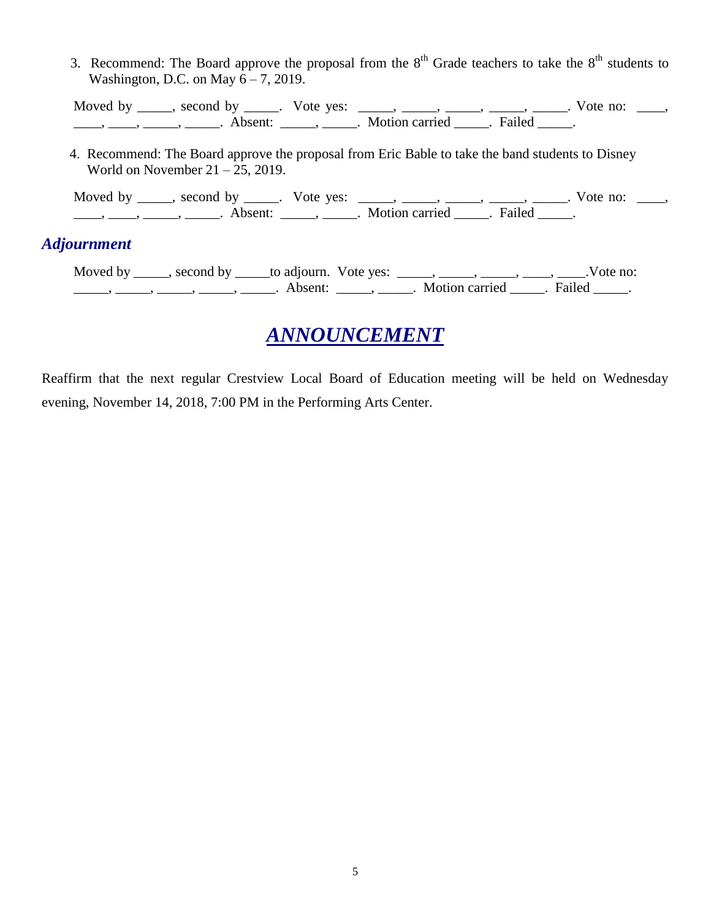3. Recommend: The Board approve the proposal from the 8th Grade teachers to take the 8th students to Washington, D.C. on May 6 – 7, 2019.

Moved by _____, second by _____. Vote yes: _____, _____, _____, _____, _____. Vote no: ____, ____, ____, _____, _____. Absent: _____, _____. Motion carried _____. Failed _____.

4. Recommend: The Board approve the proposal from Eric Bable to take the band students to Disney World on November 21 – 25, 2019.

Moved by _____, second by _____. Vote yes: _____, _____, _____, _____, _____. Vote no: ____, ____, ____, _____, _____. Absent: _____, _____. Motion carried _____. Failed _____.

### *Adjournment*

Moved by _____, second by _____to adjourn. Vote yes: _____, _____, _____, ____, ____.Vote no: _____, _____, _____, _____, _____. Absent: _____, _____. Motion carried _____. Failed _____.

## ***ANNOUNCEMENT***

Reaffirm that the next regular Crestview Local Board of Education meeting will be held on Wednesday evening, November 14, 2018, 7:00 PM in the Performing Arts Center.